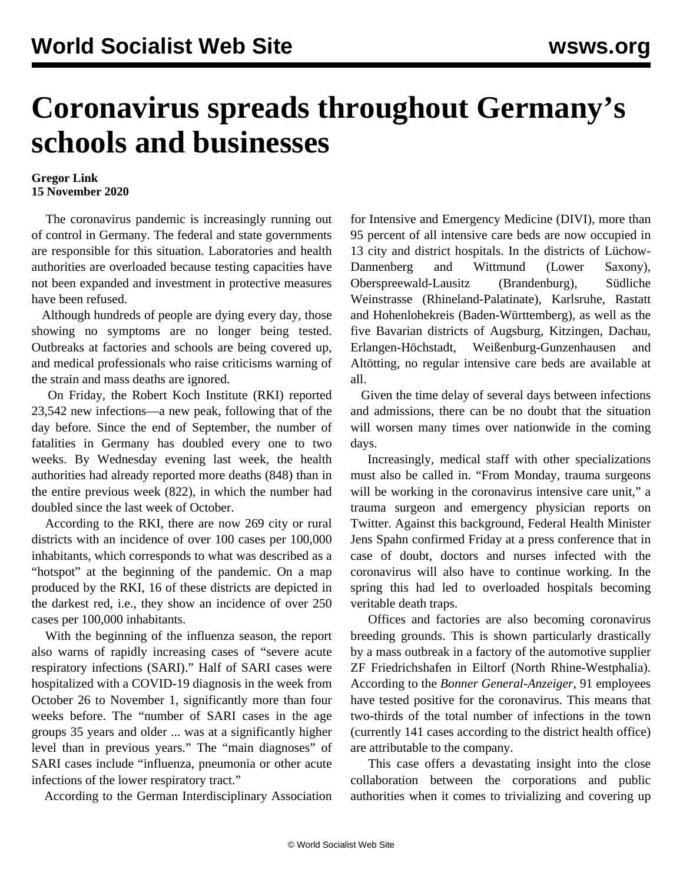# Coronavirus spreads throughout Germany's schools and businesses

**Gregor Link**
**15 November 2020**

The coronavirus pandemic is increasingly running out of control in Germany. The federal and state governments are responsible for this situation. Laboratories and health authorities are overloaded because testing capacities have not been expanded and investment in protective measures have been refused.

Although hundreds of people are dying every day, those showing no symptoms are no longer being tested. Outbreaks at factories and schools are being covered up, and medical professionals who raise criticisms warning of the strain and mass deaths are ignored.

On Friday, the Robert Koch Institute (RKI) reported 23,542 new infections—a new peak, following that of the day before. Since the end of September, the number of fatalities in Germany has doubled every one to two weeks. By Wednesday evening last week, the health authorities had already reported more deaths (848) than in the entire previous week (822), in which the number had doubled since the last week of October.

According to the RKI, there are now 269 city or rural districts with an incidence of over 100 cases per 100,000 inhabitants, which corresponds to what was described as a "hotspot" at the beginning of the pandemic. On a map produced by the RKI, 16 of these districts are depicted in the darkest red, i.e., they show an incidence of over 250 cases per 100,000 inhabitants.

With the beginning of the influenza season, the report also warns of rapidly increasing cases of "severe acute respiratory infections (SARI)." Half of SARI cases were hospitalized with a COVID-19 diagnosis in the week from October 26 to November 1, significantly more than four weeks before. The "number of SARI cases in the age groups 35 years and older ... was at a significantly higher level than in previous years." The "main diagnoses" of SARI cases include "influenza, pneumonia or other acute infections of the lower respiratory tract."

According to the German Interdisciplinary Association for Intensive and Emergency Medicine (DIVI), more than 95 percent of all intensive care beds are now occupied in 13 city and district hospitals. In the districts of Lüchow-Dannenberg and Wittmund (Lower Saxony), Oberspreewald-Lausitz (Brandenburg), Südliche Weinstrasse (Rhineland-Palatinate), Karlsruhe, Rastatt and Hohenlohekreis (Baden-Württemberg), as well as the five Bavarian districts of Augsburg, Kitzingen, Dachau, Erlangen-Höchstadt, Weißenburg-Gunzenhausen and Altötting, no regular intensive care beds are available at all.

Given the time delay of several days between infections and admissions, there can be no doubt that the situation will worsen many times over nationwide in the coming days.

Increasingly, medical staff with other specializations must also be called in. "From Monday, trauma surgeons will be working in the coronavirus intensive care unit," a trauma surgeon and emergency physician reports on Twitter. Against this background, Federal Health Minister Jens Spahn confirmed Friday at a press conference that in case of doubt, doctors and nurses infected with the coronavirus will also have to continue working. In the spring this had led to overloaded hospitals becoming veritable death traps.

Offices and factories are also becoming coronavirus breeding grounds. This is shown particularly drastically by a mass outbreak in a factory of the automotive supplier ZF Friedrichshafen in Eiltorf (North Rhine-Westphalia). According to the *Bonner General-Anzeiger*, 91 employees have tested positive for the coronavirus. This means that two-thirds of the total number of infections in the town (currently 141 cases according to the district health office) are attributable to the company.

This case offers a devastating insight into the close collaboration between the corporations and public authorities when it comes to trivializing and covering up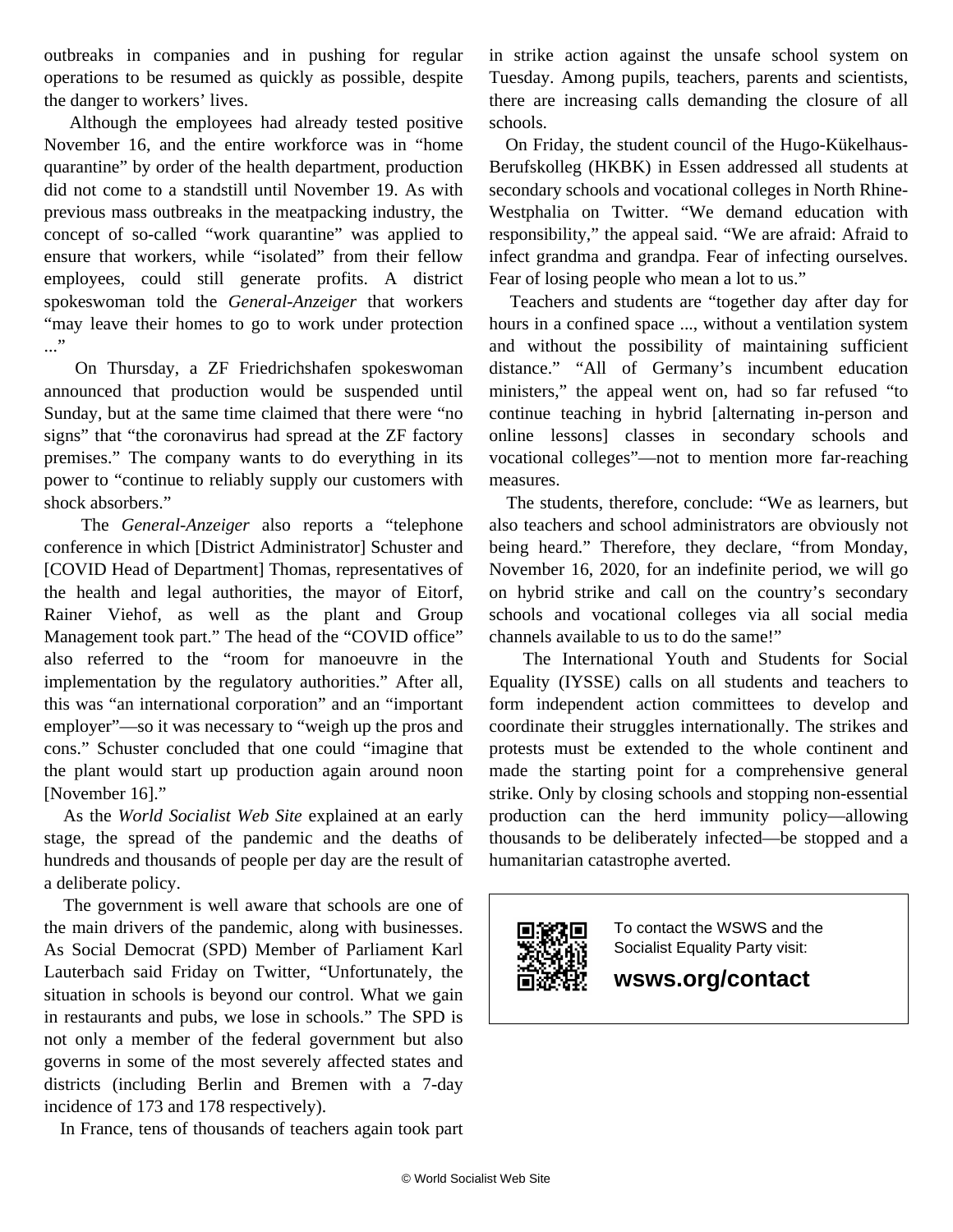outbreaks in companies and in pushing for regular operations to be resumed as quickly as possible, despite the danger to workers' lives.

Although the employees had already tested positive November 16, and the entire workforce was in "home quarantine" by order of the health department, production did not come to a standstill until November 19. As with previous mass outbreaks in the meatpacking industry, the concept of so-called "work quarantine" was applied to ensure that workers, while "isolated" from their fellow employees, could still generate profits. A district spokeswoman told the *General-Anzeiger* that workers "may leave their homes to go to work under protection ..."

On Thursday, a ZF Friedrichshafen spokeswoman announced that production would be suspended until Sunday, but at the same time claimed that there were "no signs" that "the coronavirus had spread at the ZF factory premises." The company wants to do everything in its power to "continue to reliably supply our customers with shock absorbers."

The *General-Anzeiger* also reports a "telephone conference in which [District Administrator] Schuster and [COVID Head of Department] Thomas, representatives of the health and legal authorities, the mayor of Eitorf, Rainer Viehof, as well as the plant and Group Management took part." The head of the "COVID office" also referred to the "room for manoeuvre in the implementation by the regulatory authorities." After all, this was "an international corporation" and an "important employer"—so it was necessary to "weigh up the pros and cons." Schuster concluded that one could "imagine that the plant would start up production again around noon [November 16]."

As the *World Socialist Web Site* explained at an early stage, the spread of the pandemic and the deaths of hundreds and thousands of people per day are the result of a deliberate policy.

The government is well aware that schools are one of the main drivers of the pandemic, along with businesses. As Social Democrat (SPD) Member of Parliament Karl Lauterbach said Friday on Twitter, "Unfortunately, the situation in schools is beyond our control. What we gain in restaurants and pubs, we lose in schools." The SPD is not only a member of the federal government but also governs in some of the most severely affected states and districts (including Berlin and Bremen with a 7-day incidence of 173 and 178 respectively).

In France, tens of thousands of teachers again took part in strike action against the unsafe school system on Tuesday. Among pupils, teachers, parents and scientists, there are increasing calls demanding the closure of all schools.

On Friday, the student council of the Hugo-Kükelhaus-Berufskolleg (HKBK) in Essen addressed all students at secondary schools and vocational colleges in North Rhine-Westphalia on Twitter. "We demand education with responsibility," the appeal said. "We are afraid: Afraid to infect grandma and grandpa. Fear of infecting ourselves. Fear of losing people who mean a lot to us."

Teachers and students are "together day after day for hours in a confined space ..., without a ventilation system and without the possibility of maintaining sufficient distance." "All of Germany's incumbent education ministers," the appeal went on, had so far refused "to continue teaching in hybrid [alternating in-person and online lessons] classes in secondary schools and vocational colleges"—not to mention more far-reaching measures.

The students, therefore, conclude: "We as learners, but also teachers and school administrators are obviously not being heard." Therefore, they declare, "from Monday, November 16, 2020, for an indefinite period, we will go on hybrid strike and call on the country's secondary schools and vocational colleges via all social media channels available to us to do the same!"

The International Youth and Students for Social Equality (IYSSE) calls on all students and teachers to form independent action committees to develop and coordinate their struggles internationally. The strikes and protests must be extended to the whole continent and made the starting point for a comprehensive general strike. Only by closing schools and stopping non-essential production can the herd immunity policy—allowing thousands to be deliberately infected—be stopped and a humanitarian catastrophe averted.

To contact the WSWS and the Socialist Equality Party visit:

**wsws.org/contact**